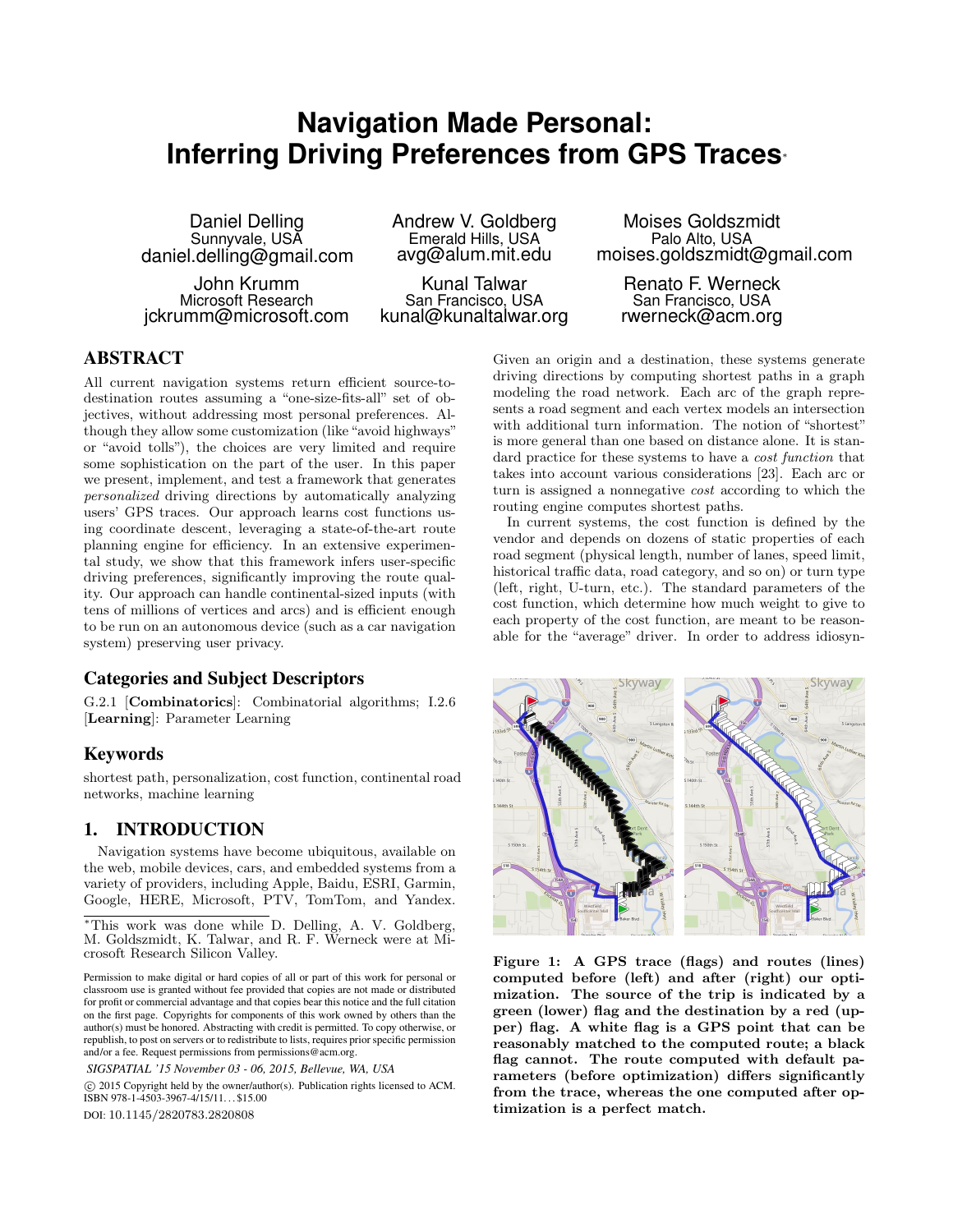# Navigation Made Personal: Inferring Driving Preferences from GPS Traces*

Daniel Delling
Sunnyvale, USA
daniel.delling@gmail.com

Andrew V. Goldberg
Emerald Hills, USA
avg@alum.mit.edu

Moises Goldszmidt
Palo Alto, USA
moises.goldszmidt@gmail.com

John Krumm
Microsoft Research
jckrumm@microsoft.com

Kunal Talwar
San Francisco, USA
kunal@kunaltalwar.org

Renato F. Werneck
San Francisco, USA
rwerneck@acm.org

## ABSTRACT

All current navigation systems return efficient source-to-destination routes assuming a "one-size-fits-all" set of objectives, without addressing most personal preferences. Although they allow some customization (like "avoid highways" or "avoid tolls"), the choices are very limited and require some sophistication on the part of the user. In this paper we present, implement, and test a framework that generates *personalized* driving directions by automatically analyzing users' GPS traces. Our approach learns cost functions using coordinate descent, leveraging a state-of-the-art route planning engine for efficiency. In an extensive experimental study, we show that this framework infers user-specific driving preferences, significantly improving the route quality. Our approach can handle continental-sized inputs (with tens of millions of vertices and arcs) and is efficient enough to be run on an autonomous device (such as a car navigation system) preserving user privacy.

## Categories and Subject Descriptors

G.2.1 [**Combinatorics**]: Combinatorial algorithms; I.2.6 [**Learning**]: Parameter Learning

## Keywords

shortest path, personalization, cost function, continental road networks, machine learning

## 1. INTRODUCTION

Navigation systems have become ubiquitous, available on the web, mobile devices, cars, and embedded systems from a variety of providers, including Apple, Baidu, ESRI, Garmin, Google, HERE, Microsoft, PTV, TomTom, and Yandex. Given an origin and a destination, these systems generate driving directions by computing shortest paths in a graph modeling the road network. Each arc of the graph represents a road segment and each vertex models an intersection with additional turn information. The notion of "shortest" is more general than one based on distance alone. It is standard practice for these systems to have a *cost function* that takes into account various considerations [23]. Each arc or turn is assigned a nonnegative *cost* according to which the routing engine computes shortest paths.

In current systems, the cost function is defined by the vendor and depends on dozens of static properties of each road segment (physical length, number of lanes, speed limit, historical traffic data, road category, and so on) or turn type (left, right, U-turn, etc.). The standard parameters of the cost function, which determine how much weight to give to each property of the cost function, are meant to be reasonable for the "average" driver. In order to address idiosyn-

**Figure 1: A GPS trace (flags) and routes (lines) computed before (left) and after (right) our optimization. The source of the trip is indicated by a green (lower) flag and the destination by a red (upper) flag. A white flag is a GPS point that can be reasonably matched to the computed route; a black flag cannot. The route computed with default parameters (before optimization) differs significantly from the trace, whereas the one computed after optimization is a perfect match.**

*This work was done while D. Delling, A. V. Goldberg, M. Goldszmidt, K. Talwar, and R. F. Werneck were at Microsoft Research Silicon Valley.

Permission to make digital or hard copies of all or part of this work for personal or classroom use is granted without fee provided that copies are not made or distributed for profit or commercial advantage and that copies bear this notice and the full citation on the first page. Copyrights for components of this work owned by others than the author(s) must be honored. Abstracting with credit is permitted. To copy otherwise, or republish, to post on servers or to redistribute to lists, requires prior specific permission and/or a fee. Request permissions from permissions@acm.org.

*SIGSPATIAL '15 November 03 - 06, 2015, Bellevue, WA, USA*

© 2015 Copyright held by the owner/author(s). Publication rights licensed to ACM. ISBN 978-1-4503-3967-4/15/11 ...$15.00

DOI: 10.1145/2820783.2820808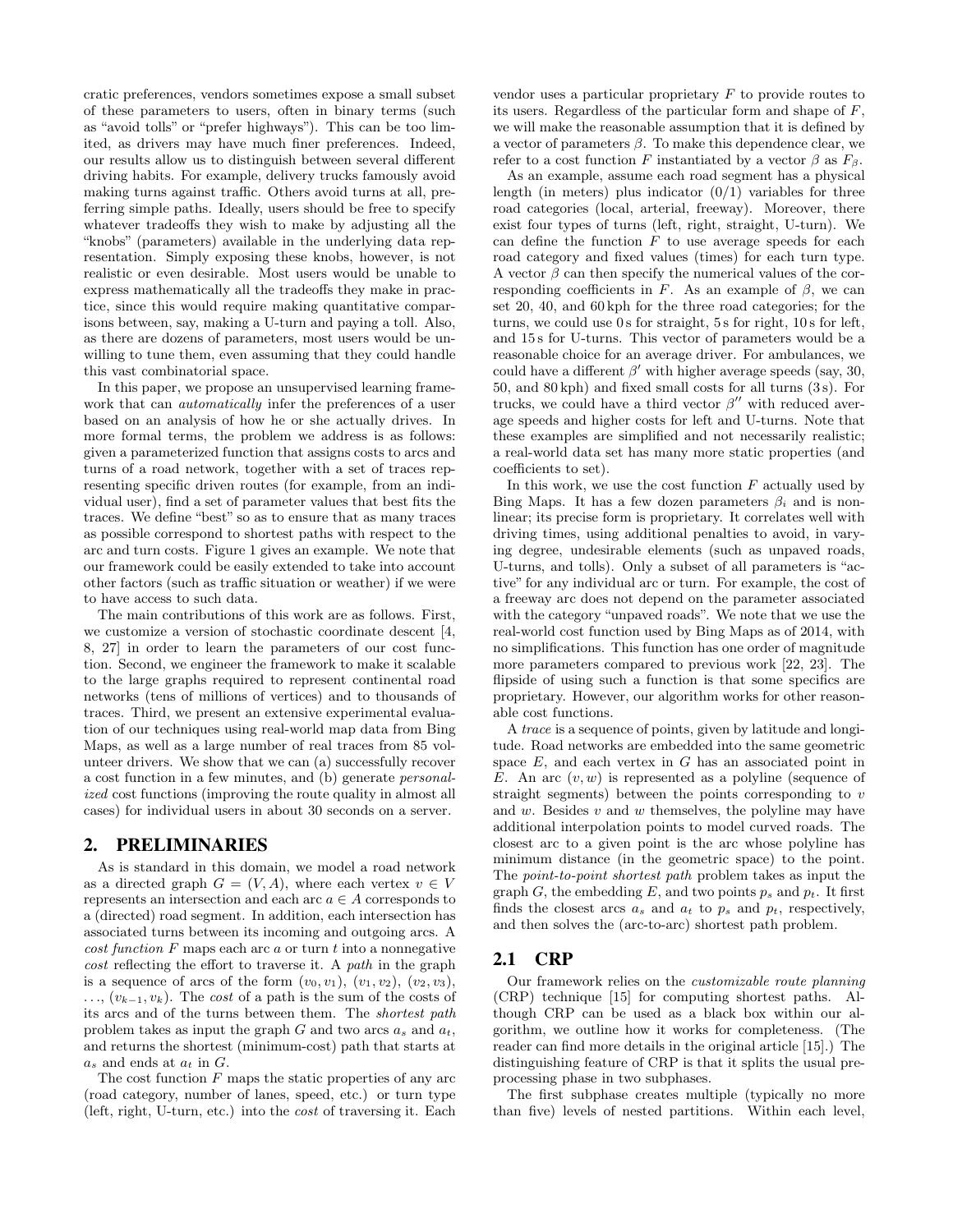cratic preferences, vendors sometimes expose a small subset of these parameters to users, often in binary terms (such as "avoid tolls" or "prefer highways"). This can be too limited, as drivers may have much finer preferences. Indeed, our results allow us to distinguish between several different driving habits. For example, delivery trucks famously avoid making turns against traffic. Others avoid turns at all, preferring simple paths. Ideally, users should be free to specify whatever tradeoffs they wish to make by adjusting all the "knobs" (parameters) available in the underlying data representation. Simply exposing these knobs, however, is not realistic or even desirable. Most users would be unable to express mathematically all the tradeoffs they make in practice, since this would require making quantitative comparisons between, say, making a U-turn and paying a toll. Also, as there are dozens of parameters, most users would be unwilling to tune them, even assuming that they could handle this vast combinatorial space.

In this paper, we propose an unsupervised learning framework that can *automatically* infer the preferences of a user based on an analysis of how he or she actually drives. In more formal terms, the problem we address is as follows: given a parameterized function that assigns costs to arcs and turns of a road network, together with a set of traces representing specific driven routes (for example, from an individual user), find a set of parameter values that best fits the traces. We define "best" so as to ensure that as many traces as possible correspond to shortest paths with respect to the arc and turn costs. Figure 1 gives an example. We note that our framework could be easily extended to take into account other factors (such as traffic situation or weather) if we were to have access to such data.

The main contributions of this work are as follows. First, we customize a version of stochastic coordinate descent [4, 8, 27] in order to learn the parameters of our cost function. Second, we engineer the framework to make it scalable to the large graphs required to represent continental road networks (tens of millions of vertices) and to thousands of traces. Third, we present an extensive experimental evaluation of our techniques using real-world map data from Bing Maps, as well as a large number of real traces from 85 volunteer drivers. We show that we can (a) successfully recover a cost function in a few minutes, and (b) generate *personalized* cost functions (improving the route quality in almost all cases) for individual users in about 30 seconds on a server.

## 2. PRELIMINARIES

As is standard in this domain, we model a road network as a directed graph $G = (V, A)$, where each vertex $v \in V$ represents an intersection and each arc $a \in A$ corresponds to a (directed) road segment. In addition, each intersection has associated turns between its incoming and outgoing arcs. A *cost function* $F$ maps each arc $a$ or turn $t$ into a nonnegative *cost* reflecting the effort to traverse it. A *path* in the graph is a sequence of arcs of the form $(v_0, v_1)$, $(v_1, v_2)$, $(v_2, v_3)$, $\ldots$, $(v_{k-1}, v_k)$. The *cost* of a path is the sum of the costs of its arcs and of the turns between them. The *shortest path* problem takes as input the graph $G$ and two arcs $a_s$ and $a_t$, and returns the shortest (minimum-cost) path that starts at $a_s$ and ends at $a_t$ in $G$.

The cost function $F$ maps the static properties of any arc (road category, number of lanes, speed, etc.) or turn type (left, right, U-turn, etc.) into the *cost* of traversing it. Each vendor uses a particular proprietary $F$ to provide routes to its users. Regardless of the particular form and shape of $F$, we will make the reasonable assumption that it is defined by a vector of parameters $\beta$. To make this dependence clear, we refer to a cost function $F$ instantiated by a vector $\beta$ as $F_\beta$.

As an example, assume each road segment has a physical length (in meters) plus indicator (0/1) variables for three road categories (local, arterial, freeway). Moreover, there exist four types of turns (left, right, straight, U-turn). We can define the function $F$ to use average speeds for each road category and fixed values (times) for each turn type. A vector $\beta$ can then specify the numerical values of the corresponding coefficients in $F$. As an example of $\beta$, we can set 20, 40, and 60 kph for the three road categories; for the turns, we could use 0 s for straight, 5 s for right, 10 s for left, and 15 s for U-turns. This vector of parameters would be a reasonable choice for an average driver. For ambulances, we could have a different $\beta'$ with higher average speeds (say, 30, 50, and 80 kph) and fixed small costs for all turns (3 s). For trucks, we could have a third vector $\beta''$ with reduced average speeds and higher costs for left and U-turns. Note that these examples are simplified and not necessarily realistic; a real-world data set has many more static properties (and coefficients to set).

In this work, we use the cost function $F$ actually used by Bing Maps. It has a few dozen parameters $\beta_i$ and is nonlinear; its precise form is proprietary. It correlates well with driving times, using additional penalties to avoid, in varying degree, undesirable elements (such as unpaved roads, U-turns, and tolls). Only a subset of all parameters is "active" for any individual arc or turn. For example, the cost of a freeway arc does not depend on the parameter associated with the category "unpaved roads". We note that we use the real-world cost function used by Bing Maps as of 2014, with no simplifications. This function has one order of magnitude more parameters compared to previous work [22, 23]. The flipside of using such a function is that some specifics are proprietary. However, our algorithm works for other reasonable cost functions.

A *trace* is a sequence of points, given by latitude and longitude. Road networks are embedded into the same geometric space $E$, and each vertex in $G$ has an associated point in $E$. An arc $(v, w)$ is represented as a polyline (sequence of straight segments) between the points corresponding to $v$ and $w$. Besides $v$ and $w$ themselves, the polyline may have additional interpolation points to model curved roads. The closest arc to a given point is the arc whose polyline has minimum distance (in the geometric space) to the point. The *point-to-point shortest path* problem takes as input the graph $G$, the embedding $E$, and two points $p_s$ and $p_t$. It first finds the closest arcs $a_s$ and $a_t$ to $p_s$ and $p_t$, respectively, and then solves the (arc-to-arc) shortest path problem.

### 2.1 CRP

Our framework relies on the *customizable route planning* (CRP) technique [15] for computing shortest paths. Although CRP can be used as a black box within our algorithm, we outline how it works for completeness. (The reader can find more details in the original article [15].) The distinguishing feature of CRP is that it splits the usual preprocessing phase in two subphases.

The first subphase creates multiple (typically no more than five) levels of nested partitions. Within each level,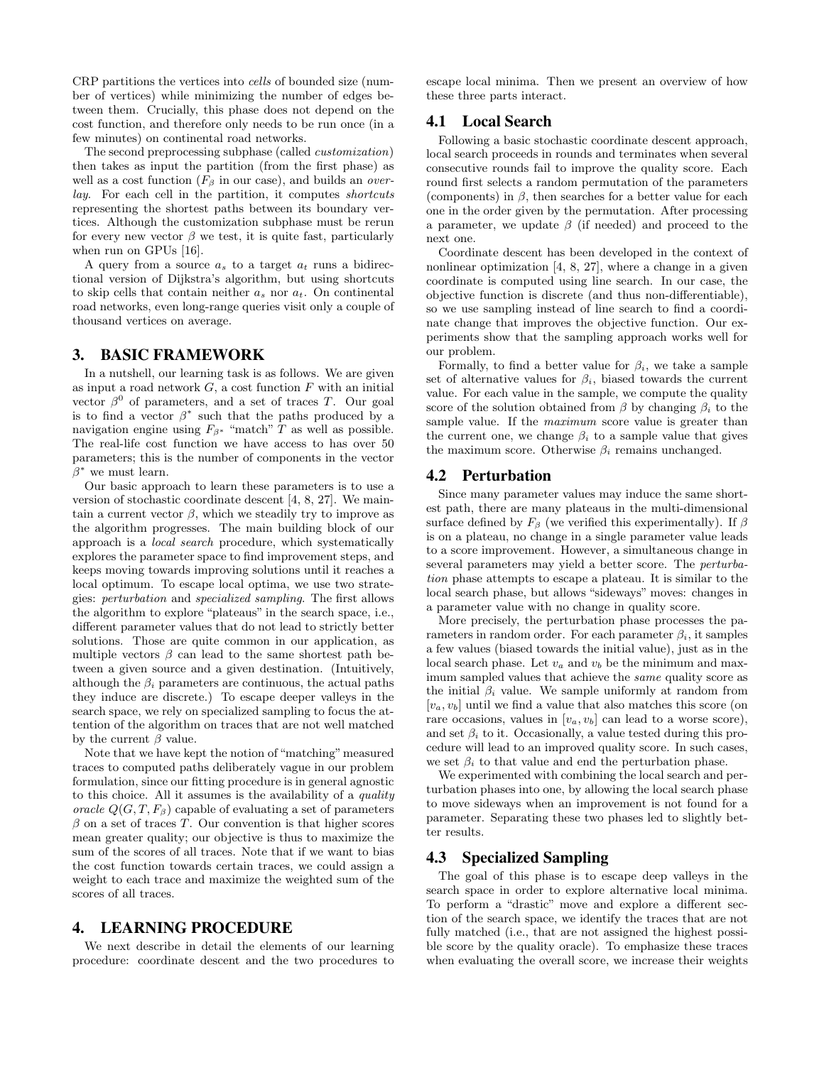CRP partitions the vertices into *cells* of bounded size (number of vertices) while minimizing the number of edges between them. Crucially, this phase does not depend on the cost function, and therefore only needs to be run once (in a few minutes) on continental road networks.

The second preprocessing subphase (called *customization*) then takes as input the partition (from the first phase) as well as a cost function ($F_\beta$ in our case), and builds an *overlay*. For each cell in the partition, it computes *shortcuts* representing the shortest paths between its boundary vertices. Although the customization subphase must be rerun for every new vector $\beta$ we test, it is quite fast, particularly when run on GPUs [16].

A query from a source $a_s$ to a target $a_t$ runs a bidirectional version of Dijkstra's algorithm, but using shortcuts to skip cells that contain neither $a_s$ nor $a_t$. On continental road networks, even long-range queries visit only a couple of thousand vertices on average.

## 3. BASIC FRAMEWORK

In a nutshell, our learning task is as follows. We are given as input a road network $G$, a cost function $F$ with an initial vector $\beta^0$ of parameters, and a set of traces $T$. Our goal is to find a vector $\beta^*$ such that the paths produced by a navigation engine using $F_{\beta^*}$ "match" $T$ as well as possible. The real-life cost function we have access to has over 50 parameters; this is the number of components in the vector $\beta^*$ we must learn.

Our basic approach to learn these parameters is to use a version of stochastic coordinate descent [4, 8, 27]. We maintain a current vector $\beta$, which we steadily try to improve as the algorithm progresses. The main building block of our approach is a *local search* procedure, which systematically explores the parameter space to find improvement steps, and keeps moving towards improving solutions until it reaches a local optimum. To escape local optima, we use two strategies: *perturbation* and *specialized sampling*. The first allows the algorithm to explore "plateaus" in the search space, i.e., different parameter values that do not lead to strictly better solutions. Those are quite common in our application, as multiple vectors $\beta$ can lead to the same shortest path between a given source and a given destination. (Intuitively, although the $\beta_i$ parameters are continuous, the actual paths they induce are discrete.) To escape deeper valleys in the search space, we rely on specialized sampling to focus the attention of the algorithm on traces that are not well matched by the current $\beta$ value.

Note that we have kept the notion of "matching" measured traces to computed paths deliberately vague in our problem formulation, since our fitting procedure is in general agnostic to this choice. All it assumes is the availability of a *quality oracle* $Q(G, T, F_\beta)$ capable of evaluating a set of parameters $\beta$ on a set of traces $T$. Our convention is that higher scores mean greater quality; our objective is thus to maximize the sum of the scores of all traces. Note that if we want to bias the cost function towards certain traces, we could assign a weight to each trace and maximize the weighted sum of the scores of all traces.

## 4. LEARNING PROCEDURE

We next describe in detail the elements of our learning procedure: coordinate descent and the two procedures to escape local minima. Then we present an overview of how these three parts interact.

### 4.1 Local Search

Following a basic stochastic coordinate descent approach, local search proceeds in rounds and terminates when several consecutive rounds fail to improve the quality score. Each round first selects a random permutation of the parameters (components) in $\beta$, then searches for a better value for each one in the order given by the permutation. After processing a parameter, we update $\beta$ (if needed) and proceed to the next one.

Coordinate descent has been developed in the context of nonlinear optimization [4, 8, 27], where a change in a given coordinate is computed using line search. In our case, the objective function is discrete (and thus non-differentiable), so we use sampling instead of line search to find a coordinate change that improves the objective function. Our experiments show that the sampling approach works well for our problem.

Formally, to find a better value for $\beta_i$, we take a sample set of alternative values for $\beta_i$, biased towards the current value. For each value in the sample, we compute the quality score of the solution obtained from $\beta$ by changing $\beta_i$ to the sample value. If the *maximum* score value is greater than the current one, we change $\beta_i$ to a sample value that gives the maximum score. Otherwise $\beta_i$ remains unchanged.

### 4.2 Perturbation

Since many parameter values may induce the same shortest path, there are many plateaus in the multi-dimensional surface defined by $F_\beta$ (we verified this experimentally). If $\beta$ is on a plateau, no change in a single parameter value leads to a score improvement. However, a simultaneous change in several parameters may yield a better score. The *perturbation* phase attempts to escape a plateau. It is similar to the local search phase, but allows "sideways" moves: changes in a parameter value with no change in quality score.

More precisely, the perturbation phase processes the parameters in random order. For each parameter $\beta_i$, it samples a few values (biased towards the initial value), just as in the local search phase. Let $v_a$ and $v_b$ be the minimum and maximum sampled values that achieve the *same* quality score as the initial $\beta_i$ value. We sample uniformly at random from $[v_a, v_b]$ until we find a value that also matches this score (on rare occasions, values in $[v_a, v_b]$ can lead to a worse score), and set $\beta_i$ to it. Occasionally, a value tested during this procedure will lead to an improved quality score. In such cases, we set $\beta_i$ to that value and end the perturbation phase.

We experimented with combining the local search and perturbation phases into one, by allowing the local search phase to move sideways when an improvement is not found for a parameter. Separating these two phases led to slightly better results.

### 4.3 Specialized Sampling

The goal of this phase is to escape deep valleys in the search space in order to explore alternative local minima. To perform a "drastic" move and explore a different section of the search space, we identify the traces that are not fully matched (i.e., that are not assigned the highest possible score by the quality oracle). To emphasize these traces when evaluating the overall score, we increase their weights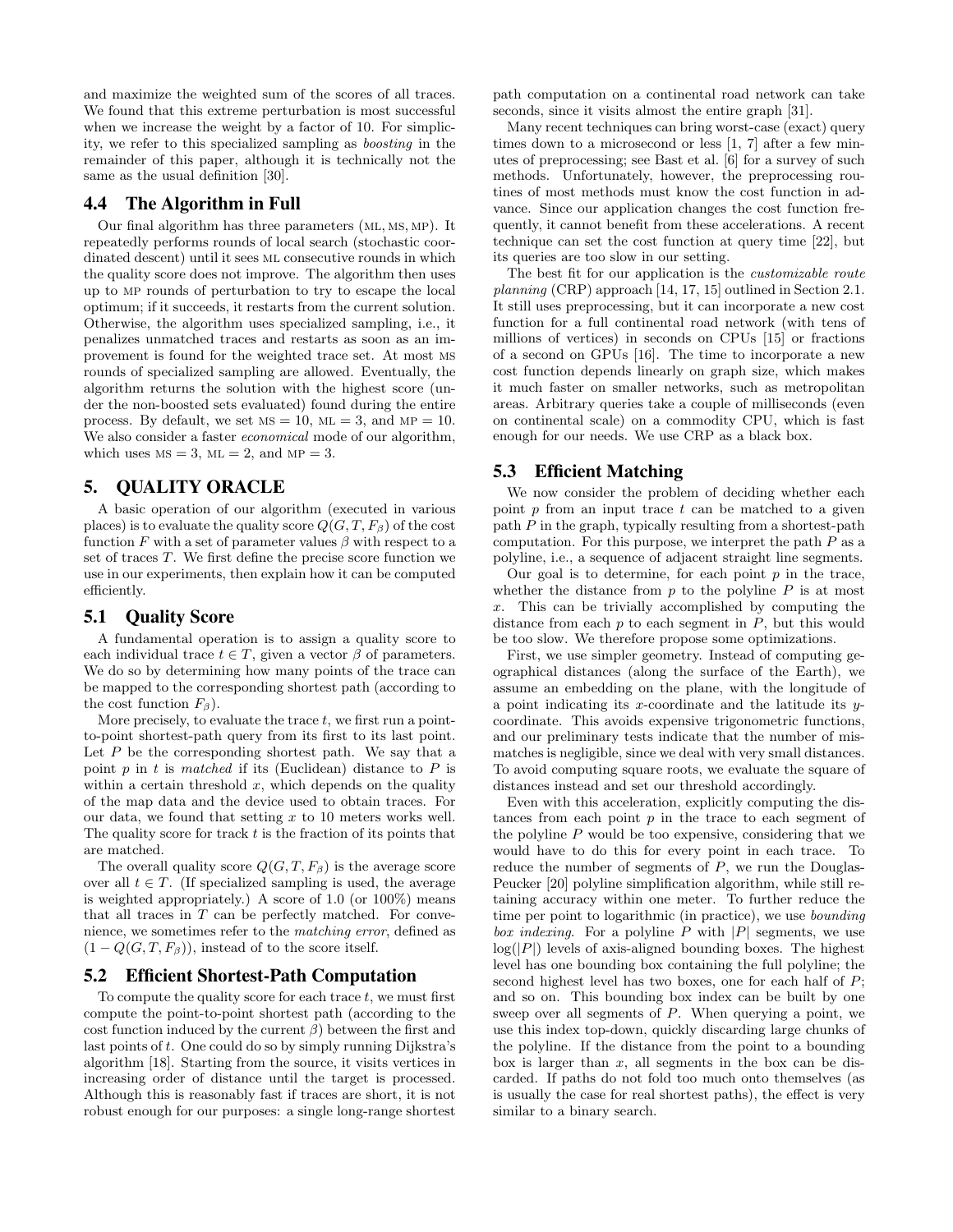and maximize the weighted sum of the scores of all traces. We found that this extreme perturbation is most successful when we increase the weight by a factor of 10. For simplicity, we refer to this specialized sampling as *boosting* in the remainder of this paper, although it is technically not the same as the usual definition [30].

### 4.4 The Algorithm in Full

Our final algorithm has three parameters (ML, MS, MP). It repeatedly performs rounds of local search (stochastic coordinated descent) until it sees ML consecutive rounds in which the quality score does not improve. The algorithm then uses up to MP rounds of perturbation to try to escape the local optimum; if it succeeds, it restarts from the current solution. Otherwise, the algorithm uses specialized sampling, i.e., it penalizes unmatched traces and restarts as soon as an improvement is found for the weighted trace set. At most MS rounds of specialized sampling are allowed. Eventually, the algorithm returns the solution with the highest score (under the non-boosted sets evaluated) found during the entire process. By default, we set MS = 10, ML = 3, and MP = 10. We also consider a faster *economical* mode of our algorithm, which uses MS = 3, ML = 2, and MP = 3.

## 5. QUALITY ORACLE

A basic operation of our algorithm (executed in various places) is to evaluate the quality score $Q(G, T, F_\beta)$ of the cost function $F$ with a set of parameter values $\beta$ with respect to a set of traces $T$. We first define the precise score function we use in our experiments, then explain how it can be computed efficiently.

### 5.1 Quality Score

A fundamental operation is to assign a quality score to each individual trace $t \in T$, given a vector $\beta$ of parameters. We do so by determining how many points of the trace can be mapped to the corresponding shortest path (according to the cost function $F_\beta$).

More precisely, to evaluate the trace $t$, we first run a point-to-point shortest-path query from its first to its last point. Let $P$ be the corresponding shortest path. We say that a point $p$ in $t$ is *matched* if its (Euclidean) distance to $P$ is within a certain threshold $x$, which depends on the quality of the map data and the device used to obtain traces. For our data, we found that setting $x$ to 10 meters works well. The quality score for track $t$ is the fraction of its points that are matched.

The overall quality score $Q(G, T, F_\beta)$ is the average score over all $t \in T$. (If specialized sampling is used, the average is weighted appropriately.) A score of 1.0 (or 100%) means that all traces in $T$ can be perfectly matched. For convenience, we sometimes refer to the *matching error*, defined as $(1 - Q(G, T, F_\beta))$, instead of to the score itself.

### 5.2 Efficient Shortest-Path Computation

To compute the quality score for each trace $t$, we must first compute the point-to-point shortest path (according to the cost function induced by the current $\beta$) between the first and last points of $t$. One could do so by simply running Dijkstra's algorithm [18]. Starting from the source, it visits vertices in increasing order of distance until the target is processed. Although this is reasonably fast if traces are short, it is not robust enough for our purposes: a single long-range shortest path computation on a continental road network can take seconds, since it visits almost the entire graph [31].

Many recent techniques can bring worst-case (exact) query times down to a microsecond or less [1, 7] after a few minutes of preprocessing; see Bast et al. [6] for a survey of such methods. Unfortunately, however, the preprocessing routines of most methods must know the cost function in advance. Since our application changes the cost function frequently, it cannot benefit from these accelerations. A recent technique can set the cost function at query time [22], but its queries are too slow in our setting.

The best fit for our application is the *customizable route planning* (CRP) approach [14, 17, 15] outlined in Section 2.1. It still uses preprocessing, but it can incorporate a new cost function for a full continental road network (with tens of millions of vertices) in seconds on CPUs [15] or fractions of a second on GPUs [16]. The time to incorporate a new cost function depends linearly on graph size, which makes it much faster on smaller networks, such as metropolitan areas. Arbitrary queries take a couple of milliseconds (even on continental scale) on a commodity CPU, which is fast enough for our needs. We use CRP as a black box.

### 5.3 Efficient Matching

We now consider the problem of deciding whether each point $p$ from an input trace $t$ can be matched to a given path $P$ in the graph, typically resulting from a shortest-path computation. For this purpose, we interpret the path $P$ as a polyline, i.e., a sequence of adjacent straight line segments.

Our goal is to determine, for each point $p$ in the trace, whether the distance from $p$ to the polyline $P$ is at most $x$. This can be trivially accomplished by computing the distance from each $p$ to each segment in $P$, but this would be too slow. We therefore propose some optimizations.

First, we use simpler geometry. Instead of computing geographical distances (along the surface of the Earth), we assume an embedding on the plane, with the longitude of a point indicating its $x$-coordinate and the latitude its $y$-coordinate. This avoids expensive trigonometric functions, and our preliminary tests indicate that the number of mismatches is negligible, since we deal with very small distances. To avoid computing square roots, we evaluate the square of distances instead and set our threshold accordingly.

Even with this acceleration, explicitly computing the distances from each point $p$ in the trace to each segment of the polyline $P$ would be too expensive, considering that we would have to do this for every point in each trace. To reduce the number of segments of $P$, we run the Douglas-Peucker [20] polyline simplification algorithm, while still retaining accuracy within one meter. To further reduce the time per point to logarithmic (in practice), we use *bounding box indexing*. For a polyline $P$ with $|P|$ segments, we use $\log(|P|)$ levels of axis-aligned bounding boxes. The highest level has one bounding box containing the full polyline; the second highest level has two boxes, one for each half of $P$; and so on. This bounding box index can be built by one sweep over all segments of $P$. When querying a point, we use this index top-down, quickly discarding large chunks of the polyline. If the distance from the point to a bounding box is larger than $x$, all segments in the box can be discarded. If paths do not fold too much onto themselves (as is usually the case for real shortest paths), the effect is very similar to a binary search.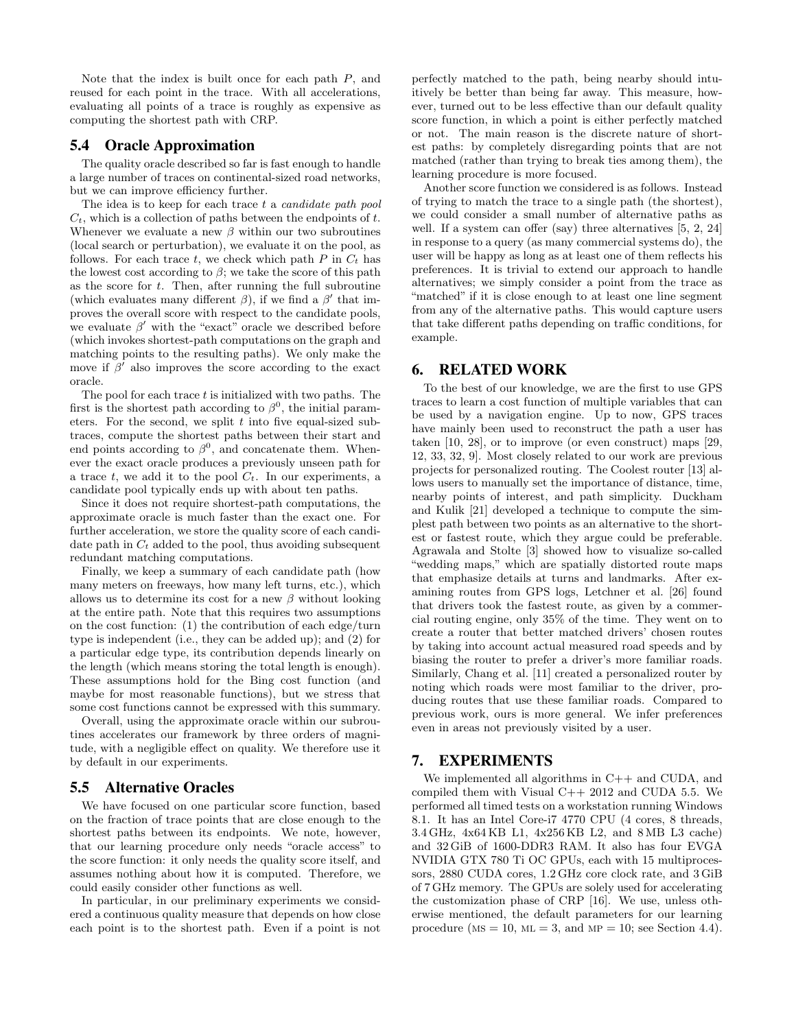Note that the index is built once for each path $P$, and reused for each point in the trace. With all accelerations, evaluating all points of a trace is roughly as expensive as computing the shortest path with CRP.

### 5.4 Oracle Approximation

The quality oracle described so far is fast enough to handle a large number of traces on continental-sized road networks, but we can improve efficiency further.

The idea is to keep for each trace $t$ a *candidate path pool* $C_t$, which is a collection of paths between the endpoints of $t$. Whenever we evaluate a new $\beta$ within our two subroutines (local search or perturbation), we evaluate it on the pool, as follows. For each trace $t$, we check which path $P$ in $C_t$ has the lowest cost according to $\beta$; we take the score of this path as the score for $t$. Then, after running the full subroutine (which evaluates many different $\beta$), if we find a $\beta'$ that improves the overall score with respect to the candidate pools, we evaluate $\beta'$ with the "exact" oracle we described before (which invokes shortest-path computations on the graph and matching points to the resulting paths). We only make the move if $\beta'$ also improves the score according to the exact oracle.

The pool for each trace $t$ is initialized with two paths. The first is the shortest path according to $\beta^0$, the initial parameters. For the second, we split $t$ into five equal-sized subtraces, compute the shortest paths between their start and end points according to $\beta^0$, and concatenate them. Whenever the exact oracle produces a previously unseen path for a trace $t$, we add it to the pool $C_t$. In our experiments, a candidate pool typically ends up with about ten paths.

Since it does not require shortest-path computations, the approximate oracle is much faster than the exact one. For further acceleration, we store the quality score of each candidate path in $C_t$ added to the pool, thus avoiding subsequent redundant matching computations.

Finally, we keep a summary of each candidate path (how many meters on freeways, how many left turns, etc.), which allows us to determine its cost for a new $\beta$ without looking at the entire path. Note that this requires two assumptions on the cost function: (1) the contribution of each edge/turn type is independent (i.e., they can be added up); and (2) for a particular edge type, its contribution depends linearly on the length (which means storing the total length is enough). These assumptions hold for the Bing cost function (and maybe for most reasonable functions), but we stress that some cost functions cannot be expressed with this summary.

Overall, using the approximate oracle within our subroutines accelerates our framework by three orders of magnitude, with a negligible effect on quality. We therefore use it by default in our experiments.

### 5.5 Alternative Oracles

We have focused on one particular score function, based on the fraction of trace points that are close enough to the shortest paths between its endpoints. We note, however, that our learning procedure only needs "oracle access" to the score function: it only needs the quality score itself, and assumes nothing about how it is computed. Therefore, we could easily consider other functions as well.

In particular, in our preliminary experiments we considered a continuous quality measure that depends on how close each point is to the shortest path. Even if a point is not perfectly matched to the path, being nearby should intuitively be better than being far away. This measure, however, turned out to be less effective than our default quality score function, in which a point is either perfectly matched or not. The main reason is the discrete nature of shortest paths: by completely disregarding points that are not matched (rather than trying to break ties among them), the learning procedure is more focused.

Another score function we considered is as follows. Instead of trying to match the trace to a single path (the shortest), we could consider a small number of alternative paths as well. If a system can offer (say) three alternatives [5, 2, 24] in response to a query (as many commercial systems do), the user will be happy as long as at least one of them reflects his preferences. It is trivial to extend our approach to handle alternatives; we simply consider a point from the trace as "matched" if it is close enough to at least one line segment from any of the alternative paths. This would capture users that take different paths depending on traffic conditions, for example.

## 6. RELATED WORK

To the best of our knowledge, we are the first to use GPS traces to learn a cost function of multiple variables that can be used by a navigation engine. Up to now, GPS traces have mainly been used to reconstruct the path a user has taken [10, 28], or to improve (or even construct) maps [29, 12, 33, 32, 9]. Most closely related to our work are previous projects for personalized routing. The Coolest router [13] allows users to manually set the importance of distance, time, nearby points of interest, and path simplicity. Duckham and Kulik [21] developed a technique to compute the simplest path between two points as an alternative to the shortest or fastest route, which they argue could be preferable. Agrawala and Stolte [3] showed how to visualize so-called "wedding maps," which are spatially distorted route maps that emphasize details at turns and landmarks. After examining routes from GPS logs, Letchner et al. [26] found that drivers took the fastest route, as given by a commercial routing engine, only 35% of the time. They went on to create a router that better matched drivers' chosen routes by taking into account actual measured road speeds and by biasing the router to prefer a driver's more familiar roads. Similarly, Chang et al. [11] created a personalized router by noting which roads were most familiar to the driver, producing routes that use these familiar roads. Compared to previous work, ours is more general. We infer preferences even in areas not previously visited by a user.

## 7. EXPERIMENTS

We implemented all algorithms in C++ and CUDA, and compiled them with Visual C++ 2012 and CUDA 5.5. We performed all timed tests on a workstation running Windows 8.1. It has an Intel Core-i7 4770 CPU (4 cores, 8 threads, 3.4 GHz, 4x64 KB L1, 4x256 KB L2, and 8 MB L3 cache) and 32 GiB of 1600-DDR3 RAM. It also has four EVGA NVIDIA GTX 780 Ti OC GPUs, each with 15 multiprocessors, 2880 CUDA cores, 1.2 GHz core clock rate, and 3 GiB of 7 GHz memory. The GPUs are solely used for accelerating the customization phase of CRP [16]. We use, unless otherwise mentioned, the default parameters for our learning procedure (MS = 10, ML = 3, and MP = 10; see Section 4.4).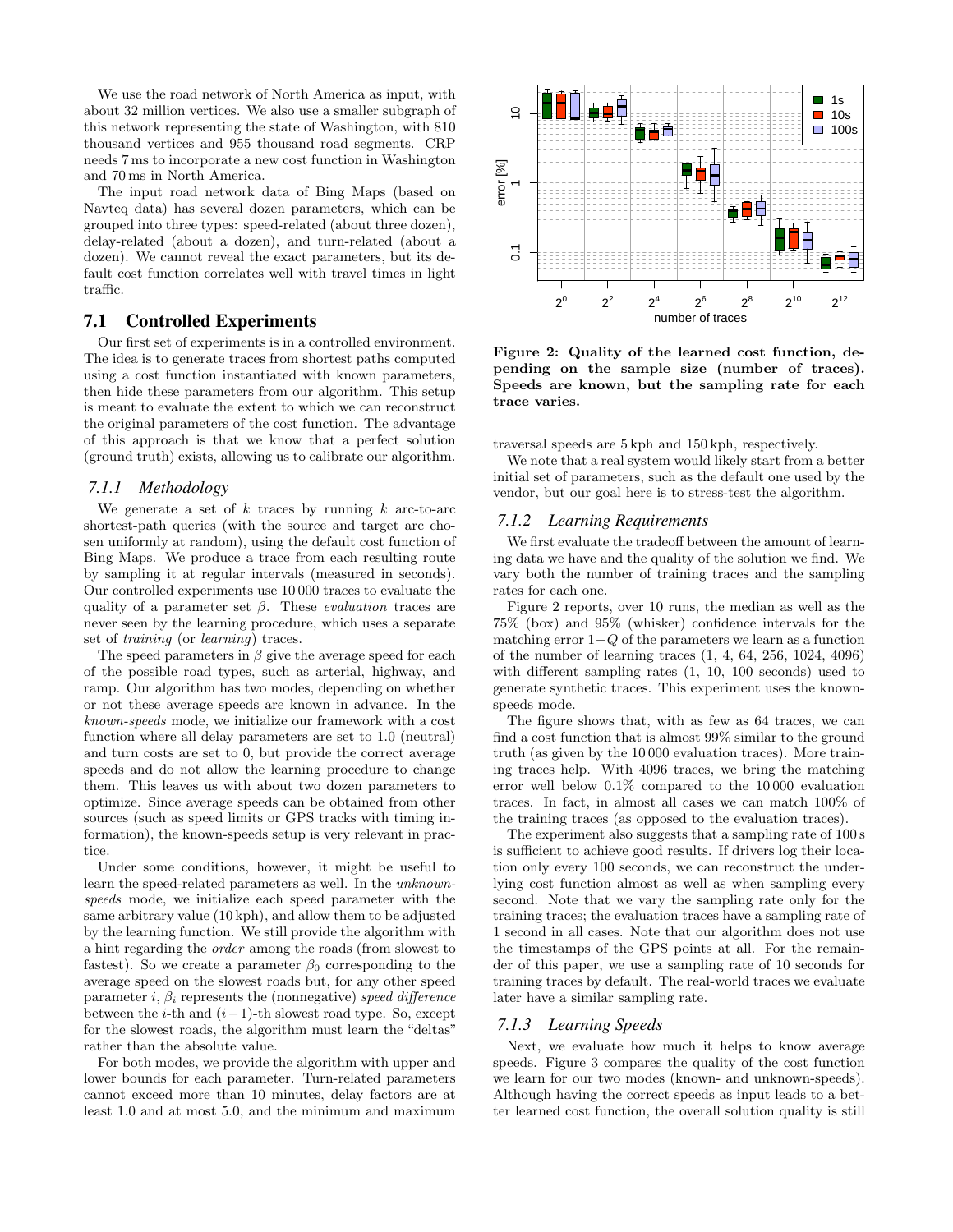We use the road network of North America as input, with about 32 million vertices. We also use a smaller subgraph of this network representing the state of Washington, with 810 thousand vertices and 955 thousand road segments. CRP needs 7 ms to incorporate a new cost function in Washington and 70 ms in North America.

The input road network data of Bing Maps (based on Navteq data) has several dozen parameters, which can be grouped into three types: speed-related (about three dozen), delay-related (about a dozen), and turn-related (about a dozen). We cannot reveal the exact parameters, but its default cost function correlates well with travel times in light traffic.

## 7.1 Controlled Experiments

Our first set of experiments is in a controlled environment. The idea is to generate traces from shortest paths computed using a cost function instantiated with known parameters, then hide these parameters from our algorithm. This setup is meant to evaluate the extent to which we can reconstruct the original parameters of the cost function. The advantage of this approach is that we know that a perfect solution (ground truth) exists, allowing us to calibrate our algorithm.

### 7.1.1 Methodology

We generate a set of $k$ traces by running $k$ arc-to-arc shortest-path queries (with the source and target arc chosen uniformly at random), using the default cost function of Bing Maps. We produce a trace from each resulting route by sampling it at regular intervals (measured in seconds). Our controlled experiments use 10 000 traces to evaluate the quality of a parameter set $\beta$. These *evaluation* traces are never seen by the learning procedure, which uses a separate set of *training* (or *learning*) traces.

The speed parameters in $\beta$ give the average speed for each of the possible road types, such as arterial, highway, and ramp. Our algorithm has two modes, depending on whether or not these average speeds are known in advance. In the *known-speeds* mode, we initialize our framework with a cost function where all delay parameters are set to 1.0 (neutral) and turn costs are set to 0, but provide the correct average speeds and do not allow the learning procedure to change them. This leaves us with about two dozen parameters to optimize. Since average speeds can be obtained from other sources (such as speed limits or GPS tracks with timing information), the known-speeds setup is very relevant in practice.

Under some conditions, however, it might be useful to learn the speed-related parameters as well. In the *unknown-speeds* mode, we initialize each speed parameter with the same arbitrary value (10 kph), and allow them to be adjusted by the learning function. We still provide the algorithm with a hint regarding the *order* among the roads (from slowest to fastest). So we create a parameter $\beta_0$ corresponding to the average speed on the slowest roads but, for any other speed parameter $i$, $\beta_i$ represents the (nonnegative) *speed difference* between the $i$-th and $(i-1)$-th slowest road type. So, except for the slowest roads, the algorithm must learn the "deltas" rather than the absolute value.

For both modes, we provide the algorithm with upper and lower bounds for each parameter. Turn-related parameters cannot exceed more than 10 minutes, delay factors are at least 1.0 and at most 5.0, and the minimum and maximum traversal speeds are 5 kph and 150 kph, respectively.

We note that a real system would likely start from a better initial set of parameters, such as the default one used by the vendor, but our goal here is to stress-test the algorithm.

**Figure 2: Quality of the learned cost function, depending on the sample size (number of traces). Speeds are known, but the sampling rate for each trace varies.**

### 7.1.2 Learning Requirements

We first evaluate the tradeoff between the amount of learning data we have and the quality of the solution we find. We vary both the number of training traces and the sampling rates for each one.

Figure 2 reports, over 10 runs, the median as well as the 75% (box) and 95% (whisker) confidence intervals for the matching error $1-Q$ of the parameters we learn as a function of the number of learning traces (1, 4, 64, 256, 1024, 4096) with different sampling rates (1, 10, 100 seconds) used to generate synthetic traces. This experiment uses the known-speeds mode.

The figure shows that, with as few as 64 traces, we can find a cost function that is almost 99% similar to the ground truth (as given by the 10 000 evaluation traces). More training traces help. With 4096 traces, we bring the matching error well below 0.1% compared to the 10 000 evaluation traces. In fact, in almost all cases we can match 100% of the training traces (as opposed to the evaluation traces).

The experiment also suggests that a sampling rate of 100 s is sufficient to achieve good results. If drivers log their location only every 100 seconds, we can reconstruct the underlying cost function almost as well as when sampling every second. Note that we vary the sampling rate only for the training traces; the evaluation traces have a sampling rate of 1 second in all cases. Note that our algorithm does not use the timestamps of the GPS points at all. For the remainder of this paper, we use a sampling rate of 10 seconds for training traces by default. The real-world traces we evaluate later have a similar sampling rate.

### 7.1.3 Learning Speeds

Next, we evaluate how much it helps to know average speeds. Figure 3 compares the quality of the cost function we learn for our two modes (known- and unknown-speeds). Although having the correct speeds as input leads to a better learned cost function, the overall solution quality is still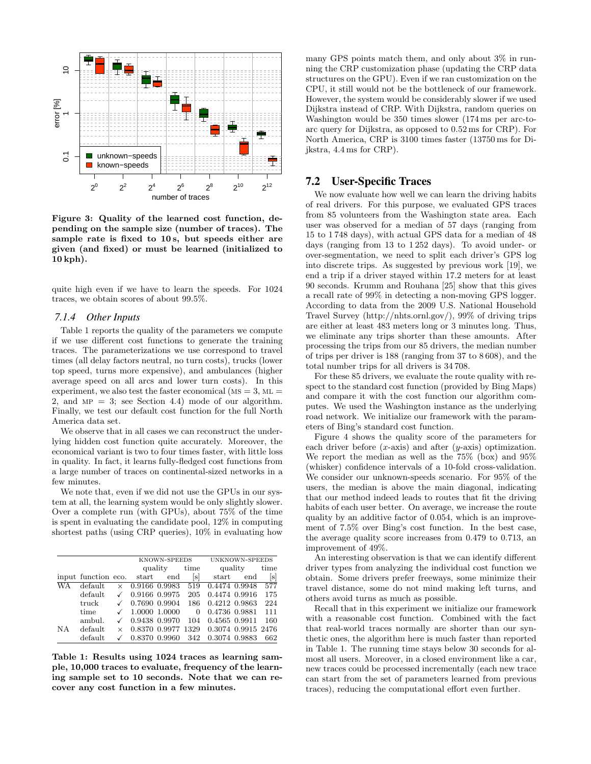Figure 3: Quality of the learned cost function, depending on the sample size (number of traces). The sample rate is fixed to 10 s, but speeds either are given (and fixed) or must be learned (initialized to 10 kph).

quite high even if we have to learn the speeds. For 1024 traces, we obtain scores of about 99.5%.

### 7.1.4 Other Inputs

Table 1 reports the quality of the parameters we compute if we use different cost functions to generate the training traces. The parameterizations we use correspond to travel times (all delay factors neutral, no turn costs), trucks (lower top speed, turns more expensive), and ambulances (higher average speed on all arcs and lower turn costs). In this experiment, we also test the faster economical (MS = 3, ML = 2, and MP = 3; see Section 4.4) mode of our algorithm. Finally, we test our default cost function for the full North America data set.

We observe that in all cases we can reconstruct the underlying hidden cost function quite accurately. Moreover, the economical variant is two to four times faster, with little loss in quality. In fact, it learns fully-fledged cost functions from a large number of traces on continental-sized networks in a few minutes.

We note that, even if we did not use the GPUs in our system at all, the learning system would be only slightly slower. Over a complete run (with GPUs), about 75% of the time is spent in evaluating the candidate pool, 12% in computing shortest paths (using CRP queries), 10% in evaluating how many GPS points match them, and only about 3% in running the CRP customization phase (updating the CRP data structures on the GPU). Even if we ran customization on the CPU, it still would not be the bottleneck of our framework. However, the system would be considerably slower if we used Dijkstra instead of CRP. With Dijkstra, random queries on Washington would be 350 times slower (174 ms per arc-to-arc query for Dijkstra, as opposed to 0.52 ms for CRP). For North America, CRP is 3100 times faster (13750 ms for Dijkstra, 4.4 ms for CRP).

| | | | KNOWN-SPEEDS | | | UNKNOWN-SPEEDS | | |
|---|---|---|---|---|---|---|---|---|
| | | | quality | | time | quality | | time |
| input | function | eco. | start | end | [s] | start | end | [s] |
| WA | default | × | 0.9166 | 0.9983 | 519 | 0.4474 | 0.9948 | 577 |
| | default | ✓ | 0.9166 | 0.9975 | 205 | 0.4474 | 0.9916 | 175 |
| | truck | ✓ | 0.7690 | 0.9904 | 186 | 0.4212 | 0.9863 | 224 |
| | time | ✓ | 1.0000 | 1.0000 | 0 | 0.4736 | 0.9881 | 111 |
| | ambul. | ✓ | 0.9438 | 0.9970 | 104 | 0.4565 | 0.9911 | 160 |
| NA | default | × | 0.8370 | 0.9977 | 1329 | 0.3074 | 0.9915 | 2476 |
| | default | ✓ | 0.8370 | 0.9960 | 342 | 0.3074 | 0.9883 | 662 |

Table 1: Results using 1024 traces as learning sample, 10,000 traces to evaluate, frequency of the learning sample set to 10 seconds. Note that we can recover any cost function in a few minutes.

## 7.2 User-Specific Traces

We now evaluate how well we can learn the driving habits of real drivers. For this purpose, we evaluated GPS traces from 85 volunteers from the Washington state area. Each user was observed for a median of 57 days (ranging from 15 to 1 748 days), with actual GPS data for a median of 48 days (ranging from 13 to 1 252 days). To avoid under- or over-segmentation, we need to split each driver's GPS log into discrete trips. As suggested by previous work [19], we end a trip if a driver stayed within 17.2 meters for at least 90 seconds. Krumm and Rouhana [25] show that this gives a recall rate of 99% in detecting a non-moving GPS logger. According to data from the 2009 U.S. National Household Travel Survey (http://nhts.ornl.gov/), 99% of driving trips are either at least 483 meters long or 3 minutes long. Thus, we eliminate any trips shorter than these amounts. After processing the trips from our 85 drivers, the median number of trips per driver is 188 (ranging from 37 to 8 608), and the total number trips for all drivers is 34 708.

For these 85 drivers, we evaluate the route quality with respect to the standard cost function (provided by Bing Maps) and compare it with the cost function our algorithm computes. We used the Washington instance as the underlying road network. We initialize our framework with the parameters of Bing's standard cost function.

Figure 4 shows the quality score of the parameters for each driver before ($x$-axis) and after ($y$-axis) optimization. We report the median as well as the 75% (box) and 95% (whisker) confidence intervals of a 10-fold cross-validation. We consider our unknown-speeds scenario. For 95% of the users, the median is above the main diagonal, indicating that our method indeed leads to routes that fit the driving habits of each user better. On average, we increase the route quality by an additive factor of 0.054, which is an improvement of 7.5% over Bing's cost function. In the best case, the average quality score increases from 0.479 to 0.713, an improvement of 49%.

An interesting observation is that we can identify different driver types from analyzing the individual cost function we obtain. Some drivers prefer freeways, some minimize their travel distance, some do not mind making left turns, and others avoid turns as much as possible.

Recall that in this experiment we initialize our framework with a reasonable cost function. Combined with the fact that real-world traces normally are shorter than our synthetic ones, the algorithm here is much faster than reported in Table 1. The running time stays below 30 seconds for almost all users. Moreover, in a closed environment like a car, new traces could be processed incrementally (each new trace can start from the set of parameters learned from previous traces), reducing the computational effort even further.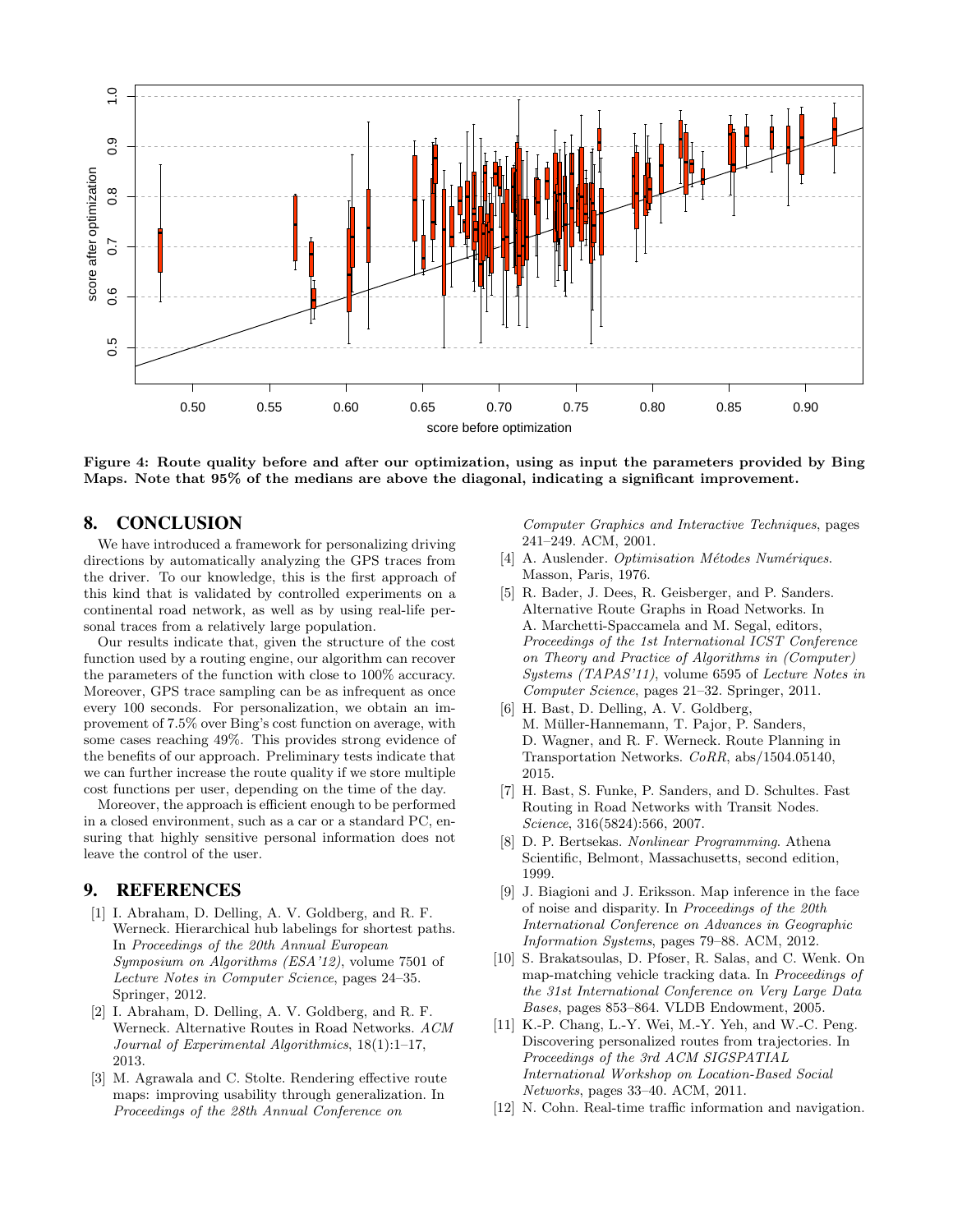Figure 4: Route quality before and after our optimization, using as input the parameters provided by Bing Maps. Note that 95% of the medians are above the diagonal, indicating a significant improvement.

## 8. CONCLUSION

We have introduced a framework for personalizing driving directions by automatically analyzing the GPS traces from the driver. To our knowledge, this is the first approach of this kind that is validated by controlled experiments on a continental road network, as well as by using real-life personal traces from a relatively large population.

Our results indicate that, given the structure of the cost function used by a routing engine, our algorithm can recover the parameters of the function with close to 100% accuracy. Moreover, GPS trace sampling can be as infrequent as once every 100 seconds. For personalization, we obtain an improvement of 7.5% over Bing's cost function on average, with some cases reaching 49%. This provides strong evidence of the benefits of our approach. Preliminary tests indicate that we can further increase the route quality if we store multiple cost functions per user, depending on the time of the day.

Moreover, the approach is efficient enough to be performed in a closed environment, such as a car or a standard PC, ensuring that highly sensitive personal information does not leave the control of the user.

## 9. REFERENCES

[1] I. Abraham, D. Delling, A. V. Goldberg, and R. F. Werneck. Hierarchical hub labelings for shortest paths. In *Proceedings of the 20th Annual European Symposium on Algorithms (ESA'12)*, volume 7501 of *Lecture Notes in Computer Science*, pages 24–35. Springer, 2012.

[2] I. Abraham, D. Delling, A. V. Goldberg, and R. F. Werneck. Alternative Routes in Road Networks. *ACM Journal of Experimental Algorithmics*, 18(1):1–17, 2013.

[3] M. Agrawala and C. Stolte. Rendering effective route maps: improving usability through generalization. In *Proceedings of the 28th Annual Conference on Computer Graphics and Interactive Techniques*, pages 241–249. ACM, 2001.

[4] A. Auslender. *Optimisation Métodes Numériques*. Masson, Paris, 1976.

[5] R. Bader, J. Dees, R. Geisberger, and P. Sanders. Alternative Route Graphs in Road Networks. In A. Marchetti-Spaccamela and M. Segal, editors, *Proceedings of the 1st International ICST Conference on Theory and Practice of Algorithms in (Computer) Systems (TAPAS'11)*, volume 6595 of *Lecture Notes in Computer Science*, pages 21–32. Springer, 2011.

[6] H. Bast, D. Delling, A. V. Goldberg, M. Müller-Hannemann, T. Pajor, P. Sanders, D. Wagner, and R. F. Werneck. Route Planning in Transportation Networks. *CoRR*, abs/1504.05140, 2015.

[7] H. Bast, S. Funke, P. Sanders, and D. Schultes. Fast Routing in Road Networks with Transit Nodes. *Science*, 316(5824):566, 2007.

[8] D. P. Bertsekas. *Nonlinear Programming*. Athena Scientific, Belmont, Massachusetts, second edition, 1999.

[9] J. Biagioni and J. Eriksson. Map inference in the face of noise and disparity. In *Proceedings of the 20th International Conference on Advances in Geographic Information Systems*, pages 79–88. ACM, 2012.

[10] S. Brakatsoulas, D. Pfoser, R. Salas, and C. Wenk. On map-matching vehicle tracking data. In *Proceedings of the 31st International Conference on Very Large Data Bases*, pages 853–864. VLDB Endowment, 2005.

[11] K.-P. Chang, L.-Y. Wei, M.-Y. Yeh, and W.-C. Peng. Discovering personalized routes from trajectories. In *Proceedings of the 3rd ACM SIGSPATIAL International Workshop on Location-Based Social Networks*, pages 33–40. ACM, 2011.

[12] N. Cohn. Real-time traffic information and navigation.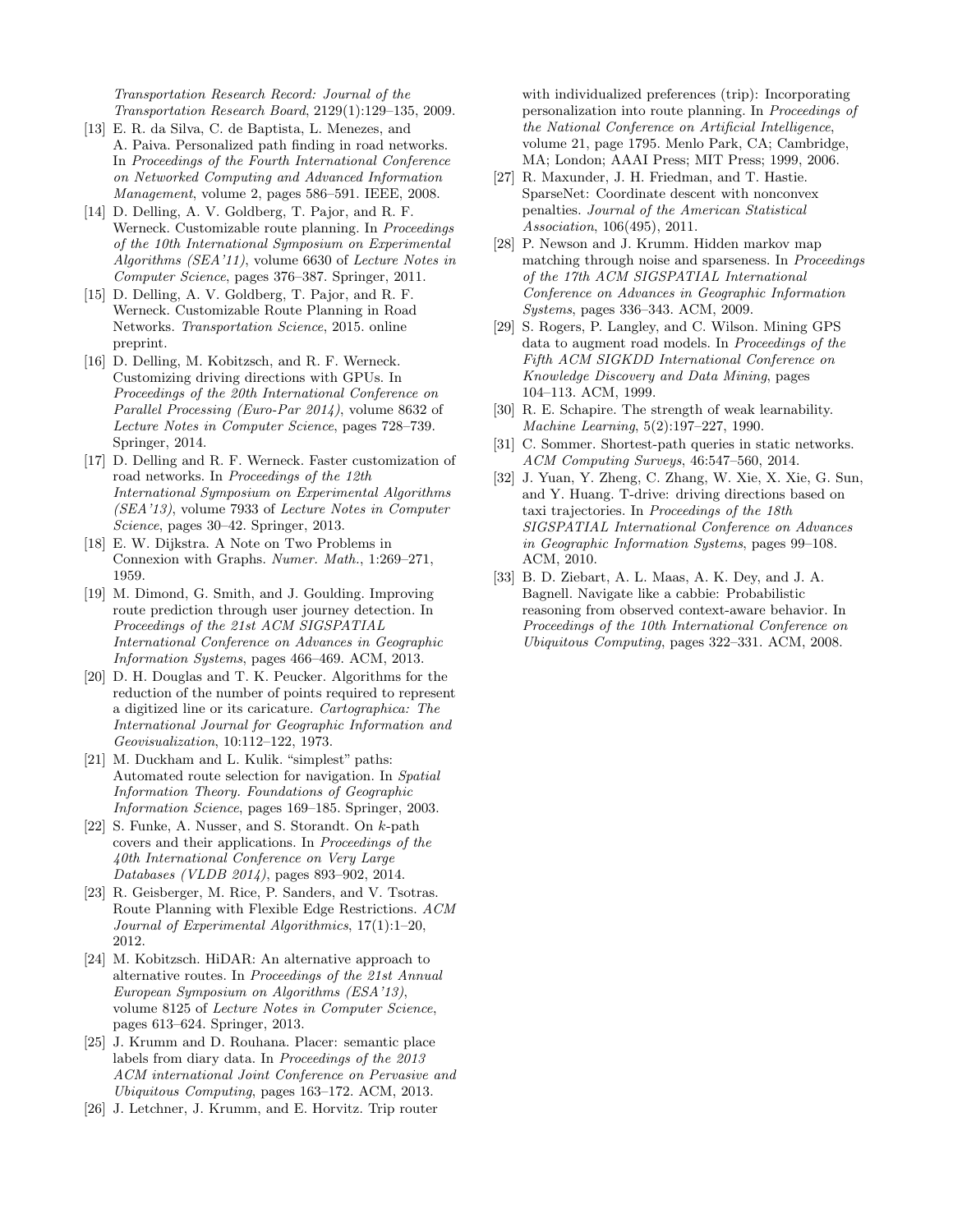*Transportation Research Record: Journal of the Transportation Research Board*, 2129(1):129–135, 2009.

[13] E. R. da Silva, C. de Baptista, L. Menezes, and A. Paiva. Personalized path finding in road networks. In *Proceedings of the Fourth International Conference on Networked Computing and Advanced Information Management*, volume 2, pages 586–591. IEEE, 2008.

[14] D. Delling, A. V. Goldberg, T. Pajor, and R. F. Werneck. Customizable route planning. In *Proceedings of the 10th International Symposium on Experimental Algorithms (SEA'11)*, volume 6630 of *Lecture Notes in Computer Science*, pages 376–387. Springer, 2011.

[15] D. Delling, A. V. Goldberg, T. Pajor, and R. F. Werneck. Customizable Route Planning in Road Networks. *Transportation Science*, 2015. online preprint.

[16] D. Delling, M. Kobitzsch, and R. F. Werneck. Customizing driving directions with GPUs. In *Proceedings of the 20th International Conference on Parallel Processing (Euro-Par 2014)*, volume 8632 of *Lecture Notes in Computer Science*, pages 728–739. Springer, 2014.

[17] D. Delling and R. F. Werneck. Faster customization of road networks. In *Proceedings of the 12th International Symposium on Experimental Algorithms (SEA'13)*, volume 7933 of *Lecture Notes in Computer Science*, pages 30–42. Springer, 2013.

[18] E. W. Dijkstra. A Note on Two Problems in Connexion with Graphs. *Numer. Math.*, 1:269–271, 1959.

[19] M. Dimond, G. Smith, and J. Goulding. Improving route prediction through user journey detection. In *Proceedings of the 21st ACM SIGSPATIAL International Conference on Advances in Geographic Information Systems*, pages 466–469. ACM, 2013.

[20] D. H. Douglas and T. K. Peucker. Algorithms for the reduction of the number of points required to represent a digitized line or its caricature. *Cartographica: The International Journal for Geographic Information and Geovisualization*, 10:112–122, 1973.

[21] M. Duckham and L. Kulik. "simplest" paths: Automated route selection for navigation. In *Spatial Information Theory. Foundations of Geographic Information Science*, pages 169–185. Springer, 2003.

[22] S. Funke, A. Nusser, and S. Storandt. On $k$-path covers and their applications. In *Proceedings of the 40th International Conference on Very Large Databases (VLDB 2014)*, pages 893–902, 2014.

[23] R. Geisberger, M. Rice, P. Sanders, and V. Tsotras. Route Planning with Flexible Edge Restrictions. *ACM Journal of Experimental Algorithmics*, 17(1):1–20, 2012.

[24] M. Kobitzsch. HiDAR: An alternative approach to alternative routes. In *Proceedings of the 21st Annual European Symposium on Algorithms (ESA'13)*, volume 8125 of *Lecture Notes in Computer Science*, pages 613–624. Springer, 2013.

[25] J. Krumm and D. Rouhana. Placer: semantic place labels from diary data. In *Proceedings of the 2013 ACM international Joint Conference on Pervasive and Ubiquitous Computing*, pages 163–172. ACM, 2013.

[26] J. Letchner, J. Krumm, and E. Horvitz. Trip router with individualized preferences (trip): Incorporating personalization into route planning. In *Proceedings of the National Conference on Artificial Intelligence*, volume 21, page 1795. Menlo Park, CA; Cambridge, MA; London; AAAI Press; MIT Press; 1999, 2006.

[27] R. Maxunder, J. H. Friedman, and T. Hastie. SparseNet: Coordinate descent with nonconvex penalties. *Journal of the American Statistical Association*, 106(495), 2011.

[28] P. Newson and J. Krumm. Hidden markov map matching through noise and sparseness. In *Proceedings of the 17th ACM SIGSPATIAL International Conference on Advances in Geographic Information Systems*, pages 336–343. ACM, 2009.

[29] S. Rogers, P. Langley, and C. Wilson. Mining GPS data to augment road models. In *Proceedings of the Fifth ACM SIGKDD International Conference on Knowledge Discovery and Data Mining*, pages 104–113. ACM, 1999.

[30] R. E. Schapire. The strength of weak learnability. *Machine Learning*, 5(2):197–227, 1990.

[31] C. Sommer. Shortest-path queries in static networks. *ACM Computing Surveys*, 46:547–560, 2014.

[32] J. Yuan, Y. Zheng, C. Zhang, W. Xie, X. Xie, G. Sun, and Y. Huang. T-drive: driving directions based on taxi trajectories. In *Proceedings of the 18th SIGSPATIAL International Conference on Advances in Geographic Information Systems*, pages 99–108. ACM, 2010.

[33] B. D. Ziebart, A. L. Maas, A. K. Dey, and J. A. Bagnell. Navigate like a cabbie: Probabilistic reasoning from observed context-aware behavior. In *Proceedings of the 10th International Conference on Ubiquitous Computing*, pages 322–331. ACM, 2008.